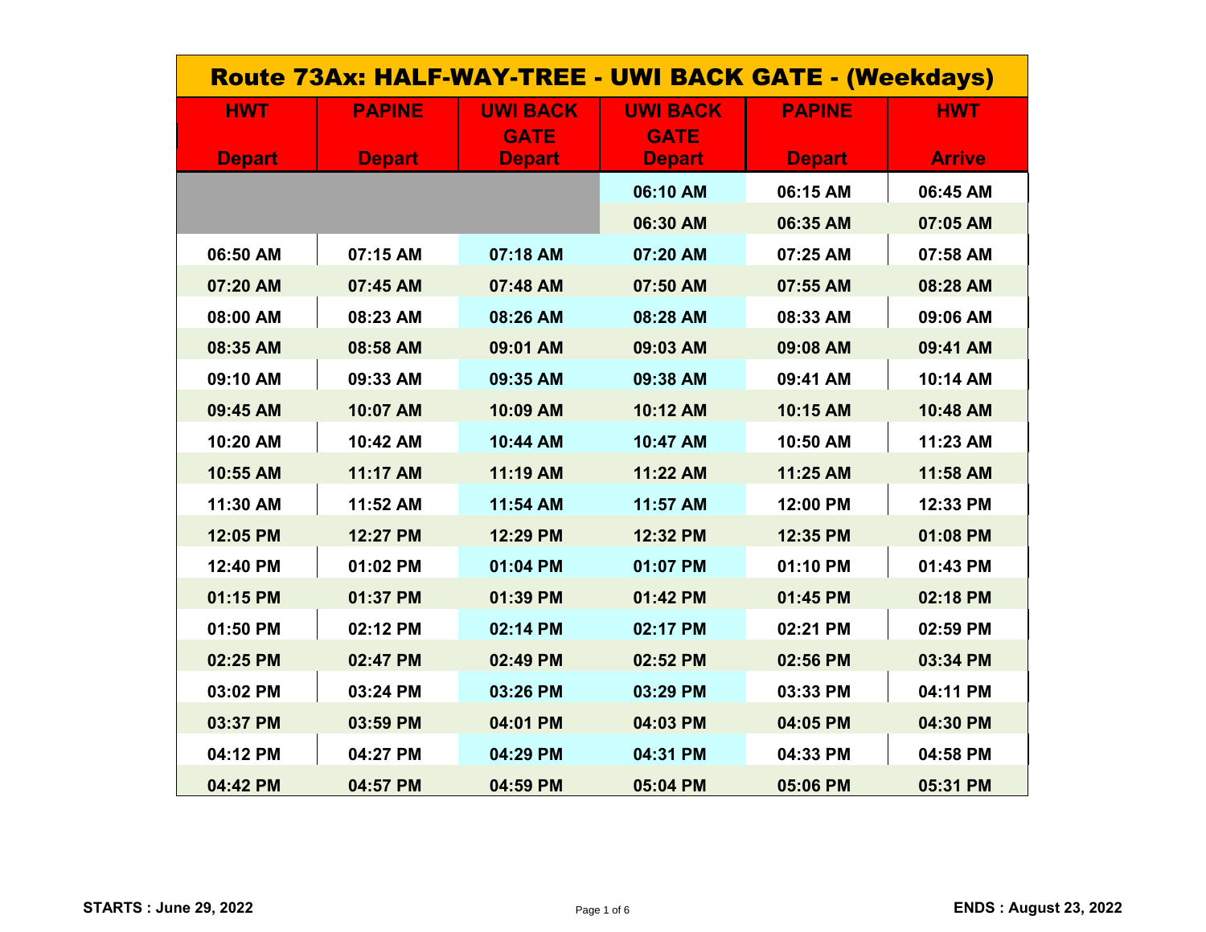# Route 73Ax: HALF-WAY-TREE - UWI BACK GATE - (Weekdays)

| HWT Depart | PAPINE Depart | UWI BACK GATE Depart | UWI BACK GATE Depart | PAPINE Depart | HWT Arrive |
|---|---|---|---|---|---|
| | | | 06:10 AM | 06:15 AM | 06:45 AM |
| | | | 06:30 AM | 06:35 AM | 07:05 AM |
| 06:50 AM | 07:15 AM | 07:18 AM | 07:20 AM | 07:25 AM | 07:58 AM |
| 07:20 AM | 07:45 AM | 07:48 AM | 07:50 AM | 07:55 AM | 08:28 AM |
| 08:00 AM | 08:23 AM | 08:26 AM | 08:28 AM | 08:33 AM | 09:06 AM |
| 08:35 AM | 08:58 AM | 09:01 AM | 09:03 AM | 09:08 AM | 09:41 AM |
| 09:10 AM | 09:33 AM | 09:35 AM | 09:38 AM | 09:41 AM | 10:14 AM |
| 09:45 AM | 10:07 AM | 10:09 AM | 10:12 AM | 10:15 AM | 10:48 AM |
| 10:20 AM | 10:42 AM | 10:44 AM | 10:47 AM | 10:50 AM | 11:23 AM |
| 10:55 AM | 11:17 AM | 11:19 AM | 11:22 AM | 11:25 AM | 11:58 AM |
| 11:30 AM | 11:52 AM | 11:54 AM | 11:57 AM | 12:00 PM | 12:33 PM |
| 12:05 PM | 12:27 PM | 12:29 PM | 12:32 PM | 12:35 PM | 01:08 PM |
| 12:40 PM | 01:02 PM | 01:04 PM | 01:07 PM | 01:10 PM | 01:43 PM |
| 01:15 PM | 01:37 PM | 01:39 PM | 01:42 PM | 01:45 PM | 02:18 PM |
| 01:50 PM | 02:12 PM | 02:14 PM | 02:17 PM | 02:21 PM | 02:59 PM |
| 02:25 PM | 02:47 PM | 02:49 PM | 02:52 PM | 02:56 PM | 03:34 PM |
| 03:02 PM | 03:24 PM | 03:26 PM | 03:29 PM | 03:33 PM | 04:11 PM |
| 03:37 PM | 03:59 PM | 04:01 PM | 04:03 PM | 04:05 PM | 04:30 PM |
| 04:12 PM | 04:27 PM | 04:29 PM | 04:31 PM | 04:33 PM | 04:58 PM |
| 04:42 PM | 04:57 PM | 04:59 PM | 05:04 PM | 05:06 PM | 05:31 PM |

**STARTS : June 29, 2022** **ENDS : August 23, 2022**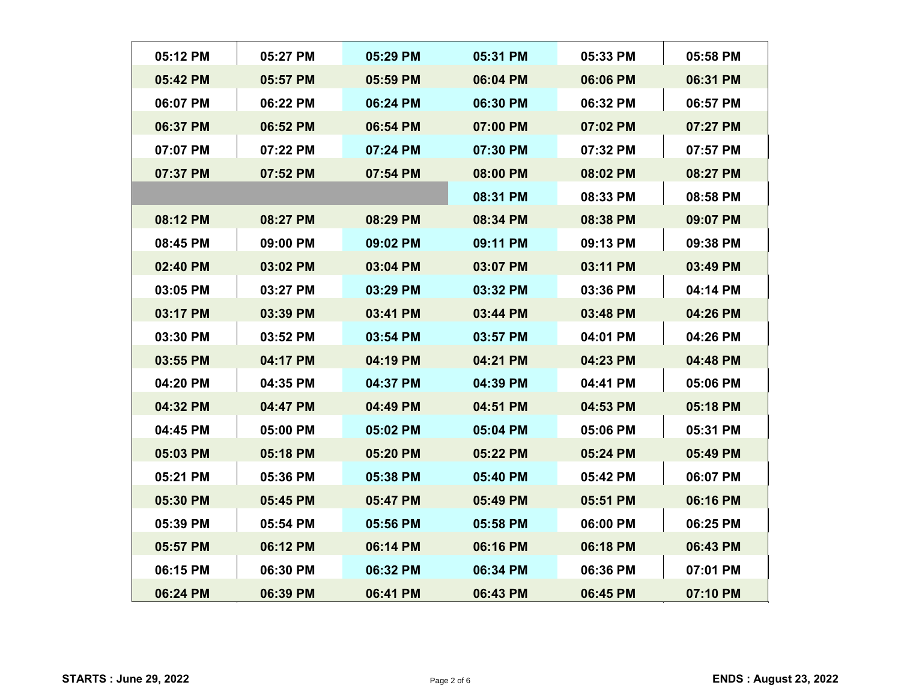| | | | | | |
|---|---|---|---|---|---|
| 05:12 PM | 05:27 PM | 05:29 PM | 05:31 PM | 05:33 PM | 05:58 PM |
| 05:42 PM | 05:57 PM | 05:59 PM | 06:04 PM | 06:06 PM | 06:31 PM |
| 06:07 PM | 06:22 PM | 06:24 PM | 06:30 PM | 06:32 PM | 06:57 PM |
| 06:37 PM | 06:52 PM | 06:54 PM | 07:00 PM | 07:02 PM | 07:27 PM |
| 07:07 PM | 07:22 PM | 07:24 PM | 07:30 PM | 07:32 PM | 07:57 PM |
| 07:37 PM | 07:52 PM | 07:54 PM | 08:00 PM | 08:02 PM | 08:27 PM |
| | | | 08:31 PM | 08:33 PM | 08:58 PM |
| 08:12 PM | 08:27 PM | 08:29 PM | 08:34 PM | 08:38 PM | 09:07 PM |
| 08:45 PM | 09:00 PM | 09:02 PM | 09:11 PM | 09:13 PM | 09:38 PM |
| 02:40 PM | 03:02 PM | 03:04 PM | 03:07 PM | 03:11 PM | 03:49 PM |
| 03:05 PM | 03:27 PM | 03:29 PM | 03:32 PM | 03:36 PM | 04:14 PM |
| 03:17 PM | 03:39 PM | 03:41 PM | 03:44 PM | 03:48 PM | 04:26 PM |
| 03:30 PM | 03:52 PM | 03:54 PM | 03:57 PM | 04:01 PM | 04:26 PM |
| 03:55 PM | 04:17 PM | 04:19 PM | 04:21 PM | 04:23 PM | 04:48 PM |
| 04:20 PM | 04:35 PM | 04:37 PM | 04:39 PM | 04:41 PM | 05:06 PM |
| 04:32 PM | 04:47 PM | 04:49 PM | 04:51 PM | 04:53 PM | 05:18 PM |
| 04:45 PM | 05:00 PM | 05:02 PM | 05:04 PM | 05:06 PM | 05:31 PM |
| 05:03 PM | 05:18 PM | 05:20 PM | 05:22 PM | 05:24 PM | 05:49 PM |
| 05:21 PM | 05:36 PM | 05:38 PM | 05:40 PM | 05:42 PM | 06:07 PM |
| 05:30 PM | 05:45 PM | 05:47 PM | 05:49 PM | 05:51 PM | 06:16 PM |
| 05:39 PM | 05:54 PM | 05:56 PM | 05:58 PM | 06:00 PM | 06:25 PM |
| 05:57 PM | 06:12 PM | 06:14 PM | 06:16 PM | 06:18 PM | 06:43 PM |
| 06:15 PM | 06:30 PM | 06:32 PM | 06:34 PM | 06:36 PM | 07:01 PM |
| 06:24 PM | 06:39 PM | 06:41 PM | 06:43 PM | 06:45 PM | 07:10 PM |

**STARTS : June 29, 2022** **ENDS : August 23, 2022**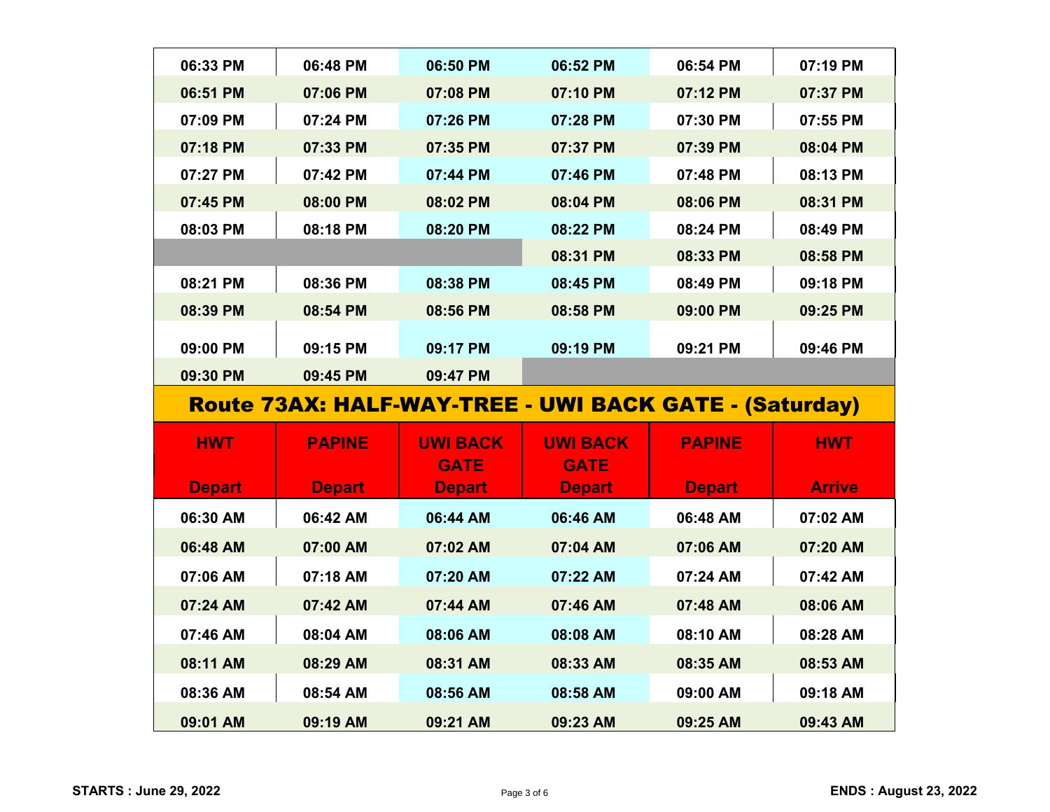| | | | | | |
|---|---|---|---|---|---|
| 06:33 PM | 06:48 PM | 06:50 PM | 06:52 PM | 06:54 PM | 07:19 PM |
| 06:51 PM | 07:06 PM | 07:08 PM | 07:10 PM | 07:12 PM | 07:37 PM |
| 07:09 PM | 07:24 PM | 07:26 PM | 07:28 PM | 07:30 PM | 07:55 PM |
| 07:18 PM | 07:33 PM | 07:35 PM | 07:37 PM | 07:39 PM | 08:04 PM |
| 07:27 PM | 07:42 PM | 07:44 PM | 07:46 PM | 07:48 PM | 08:13 PM |
| 07:45 PM | 08:00 PM | 08:02 PM | 08:04 PM | 08:06 PM | 08:31 PM |
| 08:03 PM | 08:18 PM | 08:20 PM | 08:22 PM | 08:24 PM | 08:49 PM |
| | | | 08:31 PM | 08:33 PM | 08:58 PM |
| 08:21 PM | 08:36 PM | 08:38 PM | 08:45 PM | 08:49 PM | 09:18 PM |
| 08:39 PM | 08:54 PM | 08:56 PM | 08:58 PM | 09:00 PM | 09:25 PM |
| 09:00 PM | 09:15 PM | 09:17 PM | 09:19 PM | 09:21 PM | 09:46 PM |
| 09:30 PM | 09:45 PM | 09:47 PM | | | |

## Route 73AX: HALF-WAY-TREE - UWI BACK GATE - (Saturday)

| HWT Depart | PAPINE Depart | UWI BACK GATE Depart | UWI BACK GATE Depart | PAPINE Depart | HWT Arrive |
|---|---|---|---|---|---|
| 06:30 AM | 06:42 AM | 06:44 AM | 06:46 AM | 06:48 AM | 07:02 AM |
| 06:48 AM | 07:00 AM | 07:02 AM | 07:04 AM | 07:06 AM | 07:20 AM |
| 07:06 AM | 07:18 AM | 07:20 AM | 07:22 AM | 07:24 AM | 07:42 AM |
| 07:24 AM | 07:42 AM | 07:44 AM | 07:46 AM | 07:48 AM | 08:06 AM |
| 07:46 AM | 08:04 AM | 08:06 AM | 08:08 AM | 08:10 AM | 08:28 AM |
| 08:11 AM | 08:29 AM | 08:31 AM | 08:33 AM | 08:35 AM | 08:53 AM |
| 08:36 AM | 08:54 AM | 08:56 AM | 08:58 AM | 09:00 AM | 09:18 AM |
| 09:01 AM | 09:19 AM | 09:21 AM | 09:23 AM | 09:25 AM | 09:43 AM |

**STARTS : June 29, 2022** **ENDS : August 23, 2022**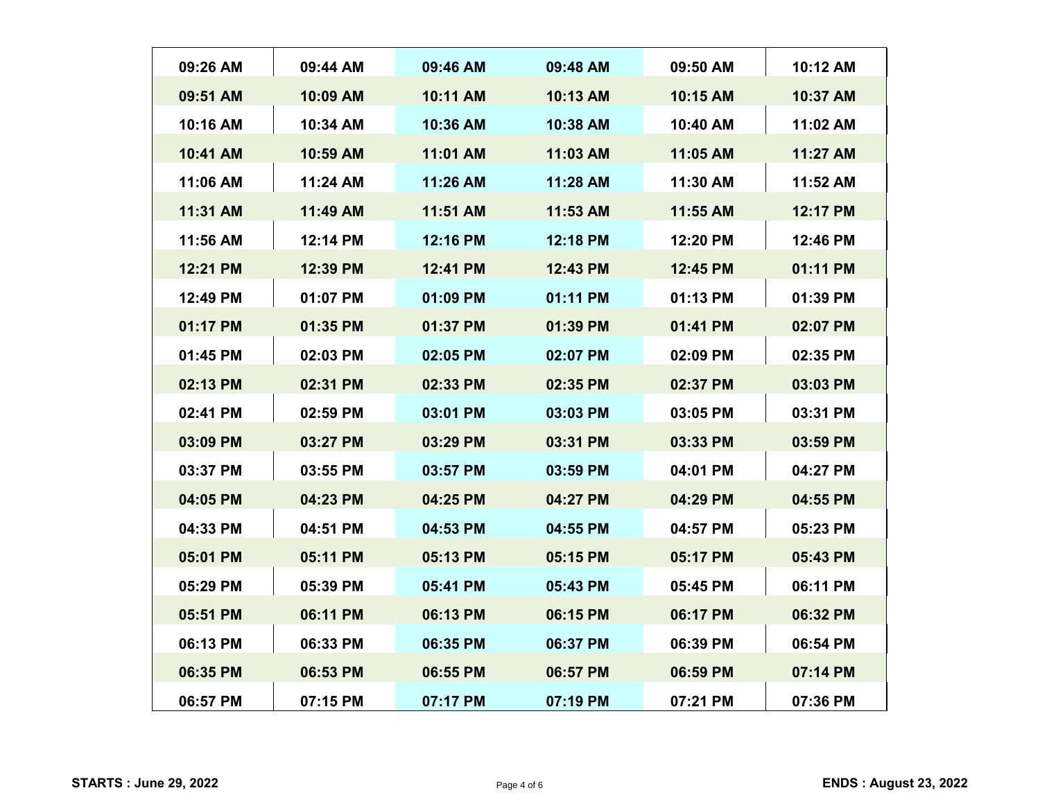| | | | | | |
|---|---|---|---|---|---|
| 09:26 AM | 09:44 AM | 09:46 AM | 09:48 AM | 09:50 AM | 10:12 AM |
| 09:51 AM | 10:09 AM | 10:11 AM | 10:13 AM | 10:15 AM | 10:37 AM |
| 10:16 AM | 10:34 AM | 10:36 AM | 10:38 AM | 10:40 AM | 11:02 AM |
| 10:41 AM | 10:59 AM | 11:01 AM | 11:03 AM | 11:05 AM | 11:27 AM |
| 11:06 AM | 11:24 AM | 11:26 AM | 11:28 AM | 11:30 AM | 11:52 AM |
| 11:31 AM | 11:49 AM | 11:51 AM | 11:53 AM | 11:55 AM | 12:17 PM |
| 11:56 AM | 12:14 PM | 12:16 PM | 12:18 PM | 12:20 PM | 12:46 PM |
| 12:21 PM | 12:39 PM | 12:41 PM | 12:43 PM | 12:45 PM | 01:11 PM |
| 12:49 PM | 01:07 PM | 01:09 PM | 01:11 PM | 01:13 PM | 01:39 PM |
| 01:17 PM | 01:35 PM | 01:37 PM | 01:39 PM | 01:41 PM | 02:07 PM |
| 01:45 PM | 02:03 PM | 02:05 PM | 02:07 PM | 02:09 PM | 02:35 PM |
| 02:13 PM | 02:31 PM | 02:33 PM | 02:35 PM | 02:37 PM | 03:03 PM |
| 02:41 PM | 02:59 PM | 03:01 PM | 03:03 PM | 03:05 PM | 03:31 PM |
| 03:09 PM | 03:27 PM | 03:29 PM | 03:31 PM | 03:33 PM | 03:59 PM |
| 03:37 PM | 03:55 PM | 03:57 PM | 03:59 PM | 04:01 PM | 04:27 PM |
| 04:05 PM | 04:23 PM | 04:25 PM | 04:27 PM | 04:29 PM | 04:55 PM |
| 04:33 PM | 04:51 PM | 04:53 PM | 04:55 PM | 04:57 PM | 05:23 PM |
| 05:01 PM | 05:11 PM | 05:13 PM | 05:15 PM | 05:17 PM | 05:43 PM |
| 05:29 PM | 05:39 PM | 05:41 PM | 05:43 PM | 05:45 PM | 06:11 PM |
| 05:51 PM | 06:11 PM | 06:13 PM | 06:15 PM | 06:17 PM | 06:32 PM |
| 06:13 PM | 06:33 PM | 06:35 PM | 06:37 PM | 06:39 PM | 06:54 PM |
| 06:35 PM | 06:53 PM | 06:55 PM | 06:57 PM | 06:59 PM | 07:14 PM |
| 06:57 PM | 07:15 PM | 07:17 PM | 07:19 PM | 07:21 PM | 07:36 PM |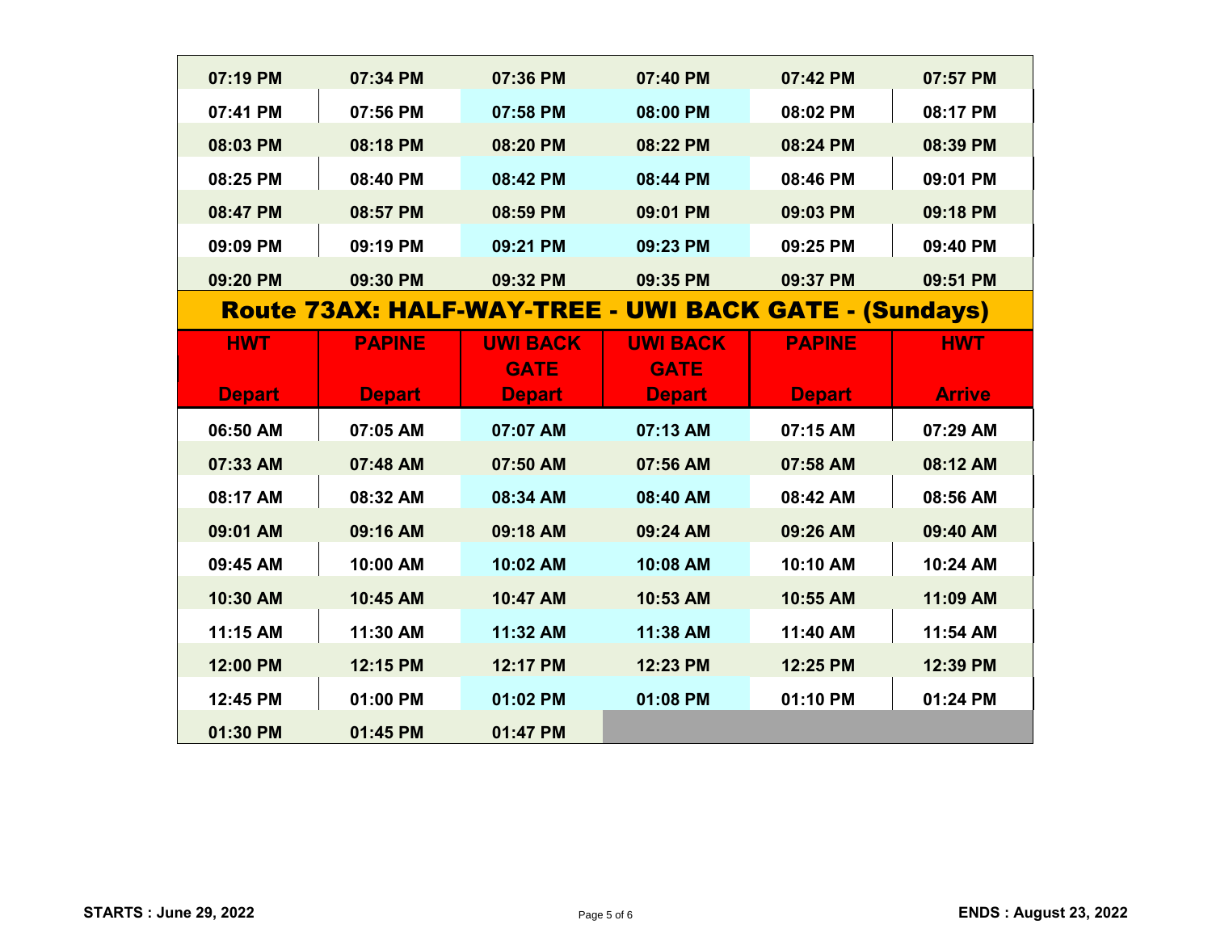| | | | | | |
|---|---|---|---|---|---|
| 07:19 PM | 07:34 PM | 07:36 PM | 07:40 PM | 07:42 PM | 07:57 PM |
| 07:41 PM | 07:56 PM | 07:58 PM | 08:00 PM | 08:02 PM | 08:17 PM |
| 08:03 PM | 08:18 PM | 08:20 PM | 08:22 PM | 08:24 PM | 08:39 PM |
| 08:25 PM | 08:40 PM | 08:42 PM | 08:44 PM | 08:46 PM | 09:01 PM |
| 08:47 PM | 08:57 PM | 08:59 PM | 09:01 PM | 09:03 PM | 09:18 PM |
| 09:09 PM | 09:19 PM | 09:21 PM | 09:23 PM | 09:25 PM | 09:40 PM |
| 09:20 PM | 09:30 PM | 09:32 PM | 09:35 PM | 09:37 PM | 09:51 PM |

## Route 73AX: HALF-WAY-TREE - UWI BACK GATE - (Sundays)

| HWT Depart | PAPINE Depart | UWI BACK GATE Depart | UWI BACK GATE Depart | PAPINE Depart | HWT Arrive |
|---|---|---|---|---|---|
| 06:50 AM | 07:05 AM | 07:07 AM | 07:13 AM | 07:15 AM | 07:29 AM |
| 07:33 AM | 07:48 AM | 07:50 AM | 07:56 AM | 07:58 AM | 08:12 AM |
| 08:17 AM | 08:32 AM | 08:34 AM | 08:40 AM | 08:42 AM | 08:56 AM |
| 09:01 AM | 09:16 AM | 09:18 AM | 09:24 AM | 09:26 AM | 09:40 AM |
| 09:45 AM | 10:00 AM | 10:02 AM | 10:08 AM | 10:10 AM | 10:24 AM |
| 10:30 AM | 10:45 AM | 10:47 AM | 10:53 AM | 10:55 AM | 11:09 AM |
| 11:15 AM | 11:30 AM | 11:32 AM | 11:38 AM | 11:40 AM | 11:54 AM |
| 12:00 PM | 12:15 PM | 12:17 PM | 12:23 PM | 12:25 PM | 12:39 PM |
| 12:45 PM | 01:00 PM | 01:02 PM | 01:08 PM | 01:10 PM | 01:24 PM |
| 01:30 PM | 01:45 PM | 01:47 PM | | | |

**STARTS : June 29, 2022** **ENDS : August 23, 2022**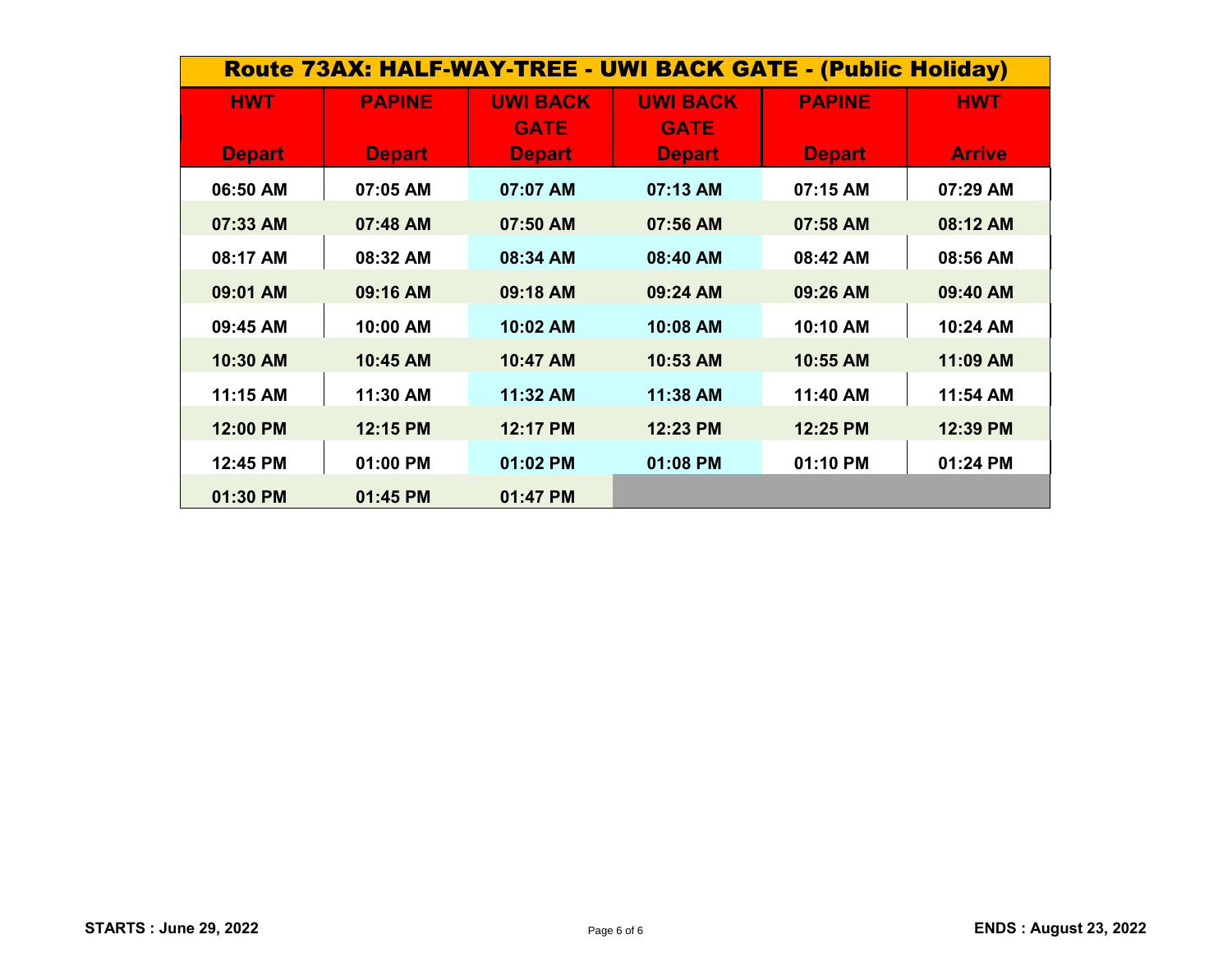## Route 73AX: HALF-WAY-TREE - UWI BACK GATE - (Public Holiday)

| HWT Depart | PAPINE Depart | UWI BACK GATE Depart | UWI BACK GATE Depart | PAPINE Depart | HWT Arrive |
|---|---|---|---|---|---|
| 06:50 AM | 07:05 AM | 07:07 AM | 07:13 AM | 07:15 AM | 07:29 AM |
| 07:33 AM | 07:48 AM | 07:50 AM | 07:56 AM | 07:58 AM | 08:12 AM |
| 08:17 AM | 08:32 AM | 08:34 AM | 08:40 AM | 08:42 AM | 08:56 AM |
| 09:01 AM | 09:16 AM | 09:18 AM | 09:24 AM | 09:26 AM | 09:40 AM |
| 09:45 AM | 10:00 AM | 10:02 AM | 10:08 AM | 10:10 AM | 10:24 AM |
| 10:30 AM | 10:45 AM | 10:47 AM | 10:53 AM | 10:55 AM | 11:09 AM |
| 11:15 AM | 11:30 AM | 11:32 AM | 11:38 AM | 11:40 AM | 11:54 AM |
| 12:00 PM | 12:15 PM | 12:17 PM | 12:23 PM | 12:25 PM | 12:39 PM |
| 12:45 PM | 01:00 PM | 01:02 PM | 01:08 PM | 01:10 PM | 01:24 PM |
| 01:30 PM | 01:45 PM | 01:47 PM | | | |

**STARTS : June 29, 2022**

**ENDS : August 23, 2022**